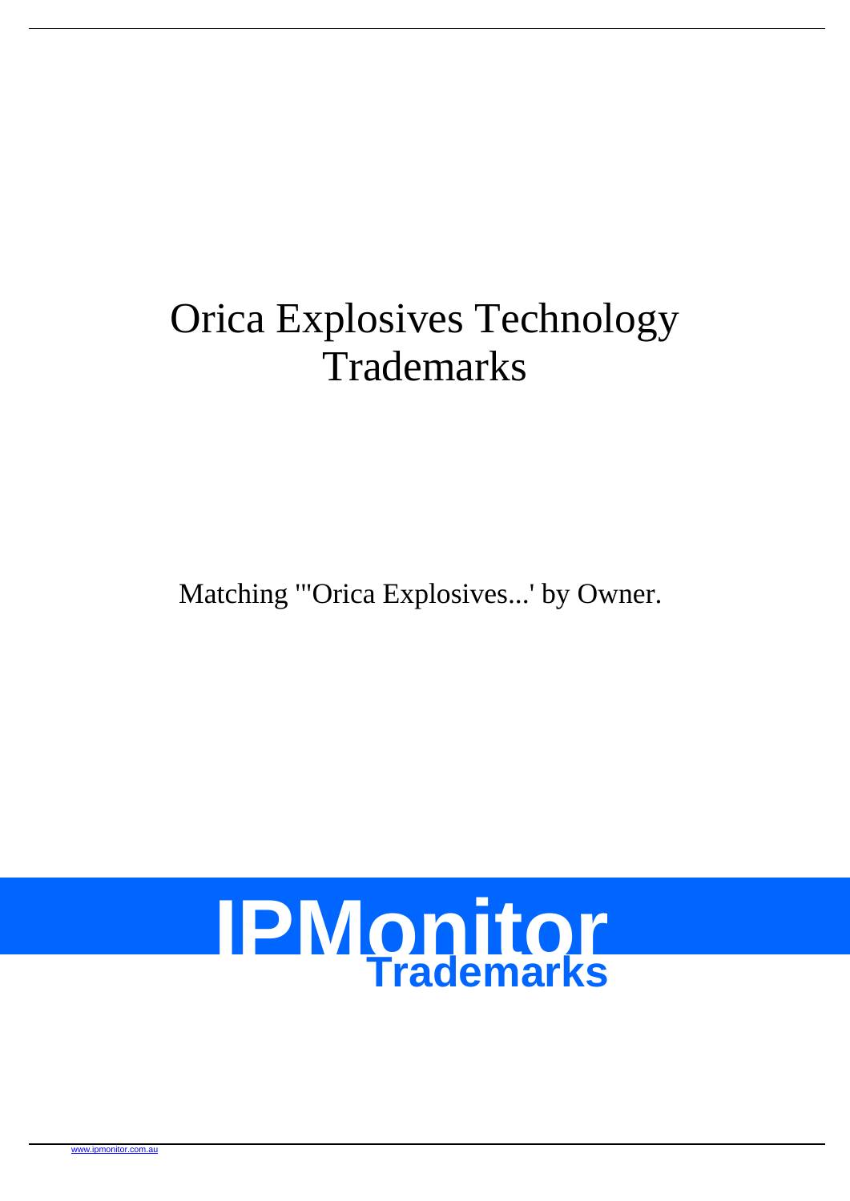# Orica Explosives Technology Trademarks

Matching '"Orica Explosives...' by Owner.

IPMonitor
Trademarks

www.ipmonitor.com.au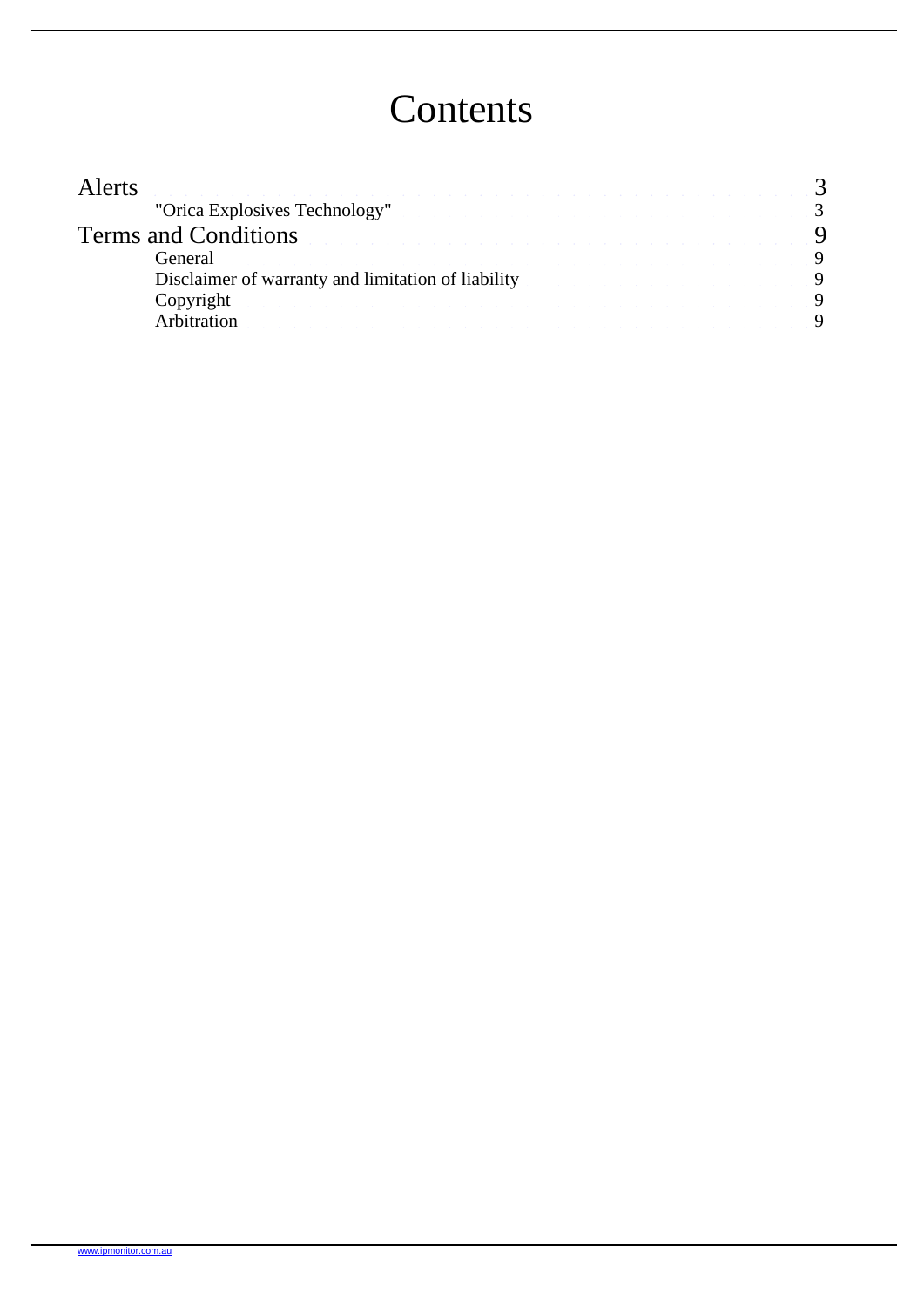# Contents

| | |
|---|---|
| Alerts | 3 |
| "Orica Explosives Technology" | 3 |
| Terms and Conditions | 9 |
| General | 9 |
| Disclaimer of warranty and limitation of liability | 9 |
| Copyright | 9 |
| Arbitration | 9 |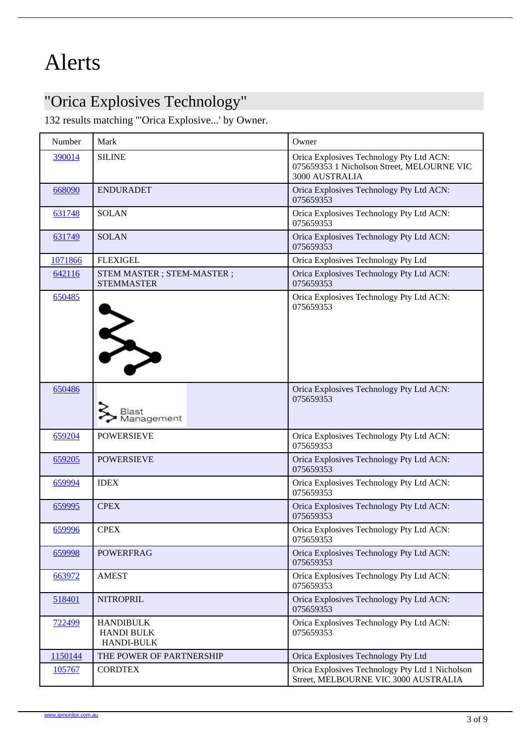# Alerts

## "Orica Explosives Technology"

132 results matching "'Orica Explosive...' by Owner.

| Number | Mark | Owner |
|---|---|---|
| 390014 | SILINE | Orica Explosives Technology Pty Ltd ACN: 075659353 1 Nicholson Street, MELOURNE VIC 3000 AUSTRALIA |
| 668090 | ENDURADET | Orica Explosives Technology Pty Ltd ACN: 075659353 |
| 631748 | SOLAN | Orica Explosives Technology Pty Ltd ACN: 075659353 |
| 631749 | SOLAN | Orica Explosives Technology Pty Ltd ACN: 075659353 |
| 1071866 | FLEXIGEL | Orica Explosives Technology Pty Ltd |
| 642116 | STEM MASTER ; STEM-MASTER ; STEMMASTER | Orica Explosives Technology Pty Ltd ACN: 075659353 |
| 650485 | | Orica Explosives Technology Pty Ltd ACN: 075659353 |
| 650486 | Blast Management | Orica Explosives Technology Pty Ltd ACN: 075659353 |
| 659204 | POWERSIEVE | Orica Explosives Technology Pty Ltd ACN: 075659353 |
| 659205 | POWERSIEVE | Orica Explosives Technology Pty Ltd ACN: 075659353 |
| 659994 | IDEX | Orica Explosives Technology Pty Ltd ACN: 075659353 |
| 659995 | CPEX | Orica Explosives Technology Pty Ltd ACN: 075659353 |
| 659996 | CPEX | Orica Explosives Technology Pty Ltd ACN: 075659353 |
| 659998 | POWERFRAG | Orica Explosives Technology Pty Ltd ACN: 075659353 |
| 663972 | AMEST | Orica Explosives Technology Pty Ltd ACN: 075659353 |
| 518401 | NITROPRIL | Orica Explosives Technology Pty Ltd ACN: 075659353 |
| 722499 | HANDIBULK HANDI BULK HANDI-BULK | Orica Explosives Technology Pty Ltd ACN: 075659353 |
| 1150144 | THE POWER OF PARTNERSHIP | Orica Explosives Technology Pty Ltd |
| 105767 | CORDTEX | Orica Explosives Technology Pty Ltd 1 Nicholson Street, MELBOURNE VIC 3000 AUSTRALIA |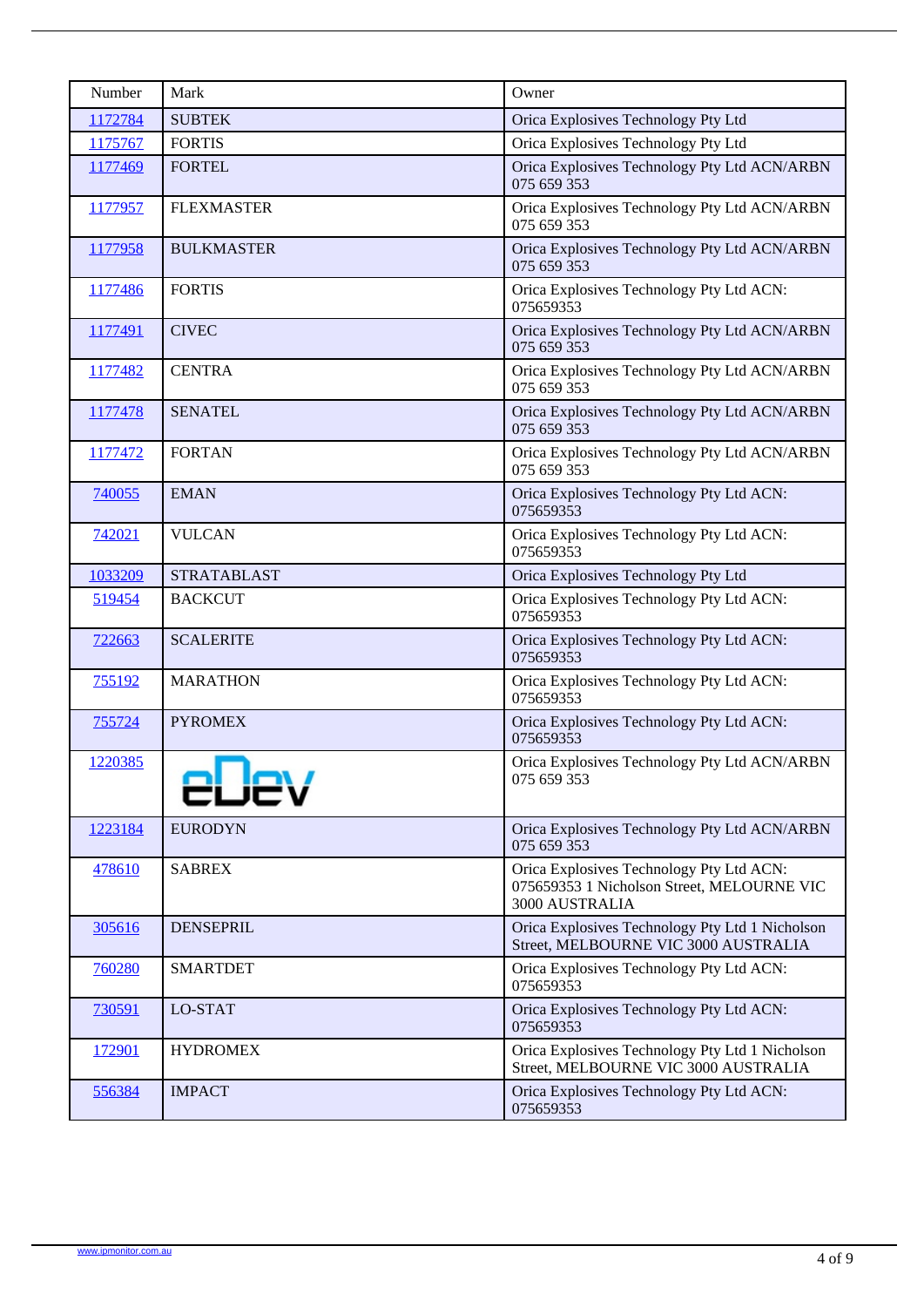| Number | Mark | Owner |
|---|---|---|
| 1172784 | SUBTEK | Orica Explosives Technology Pty Ltd |
| 1175767 | FORTIS | Orica Explosives Technology Pty Ltd |
| 1177469 | FORTEL | Orica Explosives Technology Pty Ltd ACN/ARBN 075 659 353 |
| 1177957 | FLEXMASTER | Orica Explosives Technology Pty Ltd ACN/ARBN 075 659 353 |
| 1177958 | BULKMASTER | Orica Explosives Technology Pty Ltd ACN/ARBN 075 659 353 |
| 1177486 | FORTIS | Orica Explosives Technology Pty Ltd ACN: 075659353 |
| 1177491 | CIVEC | Orica Explosives Technology Pty Ltd ACN/ARBN 075 659 353 |
| 1177482 | CENTRA | Orica Explosives Technology Pty Ltd ACN/ARBN 075 659 353 |
| 1177478 | SENATEL | Orica Explosives Technology Pty Ltd ACN/ARBN 075 659 353 |
| 1177472 | FORTAN | Orica Explosives Technology Pty Ltd ACN/ARBN 075 659 353 |
| 740055 | EMAN | Orica Explosives Technology Pty Ltd ACN: 075659353 |
| 742021 | VULCAN | Orica Explosives Technology Pty Ltd ACN: 075659353 |
| 1033209 | STRATABLAST | Orica Explosives Technology Pty Ltd |
| 519454 | BACKCUT | Orica Explosives Technology Pty Ltd ACN: 075659353 |
| 722663 | SCALERITE | Orica Explosives Technology Pty Ltd ACN: 075659353 |
| 755192 | MARATHON | Orica Explosives Technology Pty Ltd ACN: 075659353 |
| 755724 | PYROMEX | Orica Explosives Technology Pty Ltd ACN: 075659353 |
| 1220385 | | Orica Explosives Technology Pty Ltd ACN/ARBN 075 659 353 |
| 1223184 | EURODYN | Orica Explosives Technology Pty Ltd ACN/ARBN 075 659 353 |
| 478610 | SABREX | Orica Explosives Technology Pty Ltd ACN: 075659353 1 Nicholson Street, MELOURNE VIC 3000 AUSTRALIA |
| 305616 | DENSEPRIL | Orica Explosives Technology Pty Ltd 1 Nicholson Street, MELBOURNE VIC 3000 AUSTRALIA |
| 760280 | SMARTDET | Orica Explosives Technology Pty Ltd ACN: 075659353 |
| 730591 | LO-STAT | Orica Explosives Technology Pty Ltd ACN: 075659353 |
| 172901 | HYDROMEX | Orica Explosives Technology Pty Ltd 1 Nicholson Street, MELBOURNE VIC 3000 AUSTRALIA |
| 556384 | IMPACT | Orica Explosives Technology Pty Ltd ACN: 075659353 |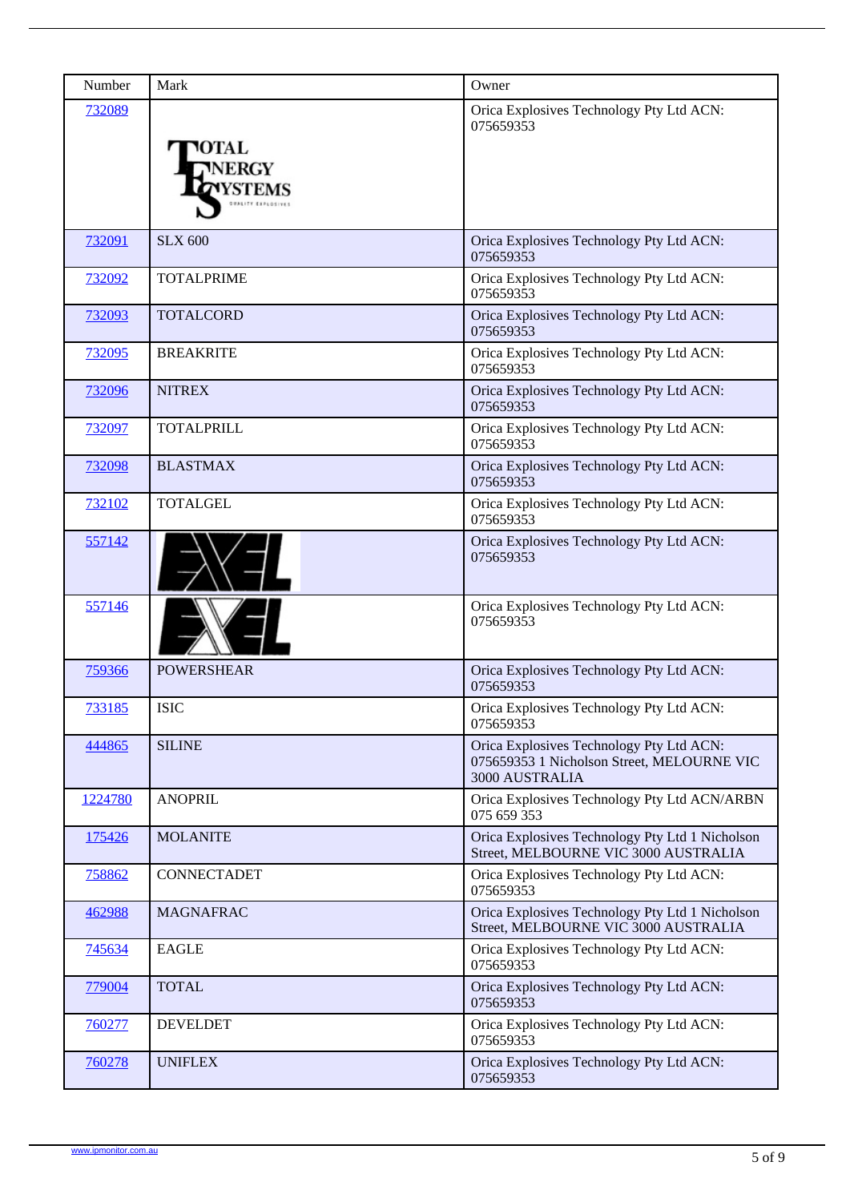| Number | Mark | Owner |
| --- | --- | --- |
| 732089 | TOTAL ENERGY SYSTEMS QUALITY EXPLOSIVES | Orica Explosives Technology Pty Ltd ACN: 075659353 |
| 732091 | SLX 600 | Orica Explosives Technology Pty Ltd ACN: 075659353 |
| 732092 | TOTALPRIME | Orica Explosives Technology Pty Ltd ACN: 075659353 |
| 732093 | TOTALCORD | Orica Explosives Technology Pty Ltd ACN: 075659353 |
| 732095 | BREAKRITE | Orica Explosives Technology Pty Ltd ACN: 075659353 |
| 732096 | NITREX | Orica Explosives Technology Pty Ltd ACN: 075659353 |
| 732097 | TOTALPRILL | Orica Explosives Technology Pty Ltd ACN: 075659353 |
| 732098 | BLASTMAX | Orica Explosives Technology Pty Ltd ACN: 075659353 |
| 732102 | TOTALGEL | Orica Explosives Technology Pty Ltd ACN: 075659353 |
| 557142 | EXEL | Orica Explosives Technology Pty Ltd ACN: 075659353 |
| 557146 | EXEL | Orica Explosives Technology Pty Ltd ACN: 075659353 |
| 759366 | POWERSHEAR | Orica Explosives Technology Pty Ltd ACN: 075659353 |
| 733185 | ISIC | Orica Explosives Technology Pty Ltd ACN: 075659353 |
| 444865 | SILINE | Orica Explosives Technology Pty Ltd ACN: 075659353 1 Nicholson Street, MELOURNE VIC 3000 AUSTRALIA |
| 1224780 | ANOPRIL | Orica Explosives Technology Pty Ltd ACN/ARBN 075 659 353 |
| 175426 | MOLANITE | Orica Explosives Technology Pty Ltd 1 Nicholson Street, MELBOURNE VIC 3000 AUSTRALIA |
| 758862 | CONNECTADET | Orica Explosives Technology Pty Ltd ACN: 075659353 |
| 462988 | MAGNAFRAC | Orica Explosives Technology Pty Ltd 1 Nicholson Street, MELBOURNE VIC 3000 AUSTRALIA |
| 745634 | EAGLE | Orica Explosives Technology Pty Ltd ACN: 075659353 |
| 779004 | TOTAL | Orica Explosives Technology Pty Ltd ACN: 075659353 |
| 760277 | DEVELDET | Orica Explosives Technology Pty Ltd ACN: 075659353 |
| 760278 | UNIFLEX | Orica Explosives Technology Pty Ltd ACN: 075659353 |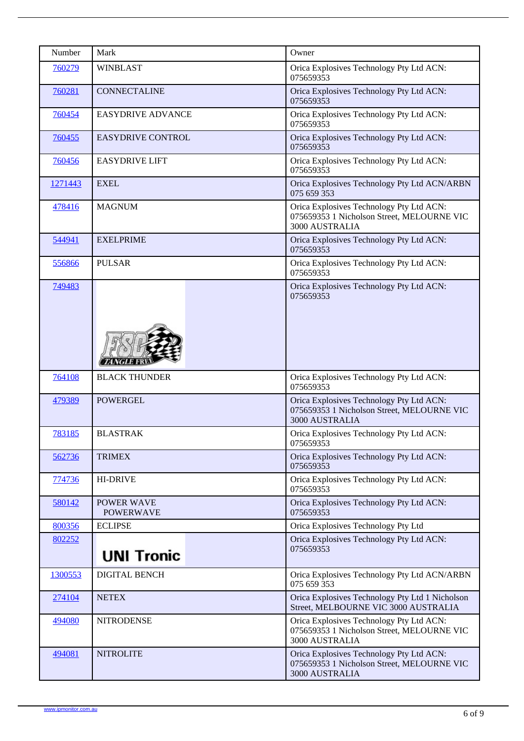| Number | Mark | Owner |
|---|---|---|
| 760279 | WINBLAST | Orica Explosives Technology Pty Ltd ACN: 075659353 |
| 760281 | CONNECTALINE | Orica Explosives Technology Pty Ltd ACN: 075659353 |
| 760454 | EASYDRIVE ADVANCE | Orica Explosives Technology Pty Ltd ACN: 075659353 |
| 760455 | EASYDRIVE CONTROL | Orica Explosives Technology Pty Ltd ACN: 075659353 |
| 760456 | EASYDRIVE LIFT | Orica Explosives Technology Pty Ltd ACN: 075659353 |
| 1271443 | EXEL | Orica Explosives Technology Pty Ltd ACN/ARBN 075 659 353 |
| 478416 | MAGNUM | Orica Explosives Technology Pty Ltd ACN: 075659353 1 Nicholson Street, MELOURNE VIC 3000 AUSTRALIA |
| 544941 | EXELPRIME | Orica Explosives Technology Pty Ltd ACN: 075659353 |
| 556866 | PULSAR | Orica Explosives Technology Pty Ltd ACN: 075659353 |
| 749483 | FSC TANGLE FREE | Orica Explosives Technology Pty Ltd ACN: 075659353 |
| 764108 | BLACK THUNDER | Orica Explosives Technology Pty Ltd ACN: 075659353 |
| 479389 | POWERGEL | Orica Explosives Technology Pty Ltd ACN: 075659353 1 Nicholson Street, MELOURNE VIC 3000 AUSTRALIA |
| 783185 | BLASTRAK | Orica Explosives Technology Pty Ltd ACN: 075659353 |
| 562736 | TRIMEX | Orica Explosives Technology Pty Ltd ACN: 075659353 |
| 774736 | HI-DRIVE | Orica Explosives Technology Pty Ltd ACN: 075659353 |
| 580142 | POWER WAVE POWERWAVE | Orica Explosives Technology Pty Ltd ACN: 075659353 |
| 800356 | ECLIPSE | Orica Explosives Technology Pty Ltd |
| 802252 | UNI Tronic | Orica Explosives Technology Pty Ltd ACN: 075659353 |
| 1300553 | DIGITAL BENCH | Orica Explosives Technology Pty Ltd ACN/ARBN 075 659 353 |
| 274104 | NETEX | Orica Explosives Technology Pty Ltd 1 Nicholson Street, MELBOURNE VIC 3000 AUSTRALIA |
| 494080 | NITRODENSE | Orica Explosives Technology Pty Ltd ACN: 075659353 1 Nicholson Street, MELOURNE VIC 3000 AUSTRALIA |
| 494081 | NITROLITE | Orica Explosives Technology Pty Ltd ACN: 075659353 1 Nicholson Street, MELOURNE VIC 3000 AUSTRALIA |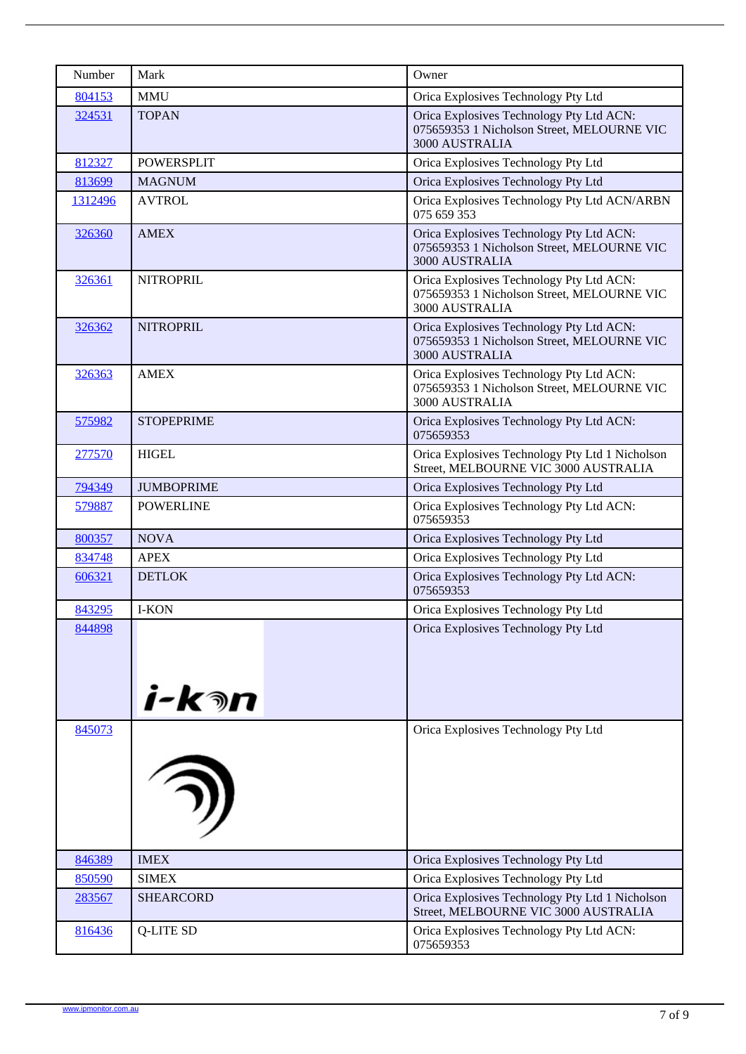| Number | Mark | Owner |
| --- | --- | --- |
| 804153 | MMU | Orica Explosives Technology Pty Ltd |
| 324531 | TOPAN | Orica Explosives Technology Pty Ltd ACN: 075659353 1 Nicholson Street, MELOURNE VIC 3000 AUSTRALIA |
| 812327 | POWERSPLIT | Orica Explosives Technology Pty Ltd |
| 813699 | MAGNUM | Orica Explosives Technology Pty Ltd |
| 1312496 | AVTROL | Orica Explosives Technology Pty Ltd ACN/ARBN 075 659 353 |
| 326360 | AMEX | Orica Explosives Technology Pty Ltd ACN: 075659353 1 Nicholson Street, MELOURNE VIC 3000 AUSTRALIA |
| 326361 | NITROPRIL | Orica Explosives Technology Pty Ltd ACN: 075659353 1 Nicholson Street, MELOURNE VIC 3000 AUSTRALIA |
| 326362 | NITROPRIL | Orica Explosives Technology Pty Ltd ACN: 075659353 1 Nicholson Street, MELOURNE VIC 3000 AUSTRALIA |
| 326363 | AMEX | Orica Explosives Technology Pty Ltd ACN: 075659353 1 Nicholson Street, MELOURNE VIC 3000 AUSTRALIA |
| 575982 | STOPEPRIME | Orica Explosives Technology Pty Ltd ACN: 075659353 |
| 277570 | HIGEL | Orica Explosives Technology Pty Ltd 1 Nicholson Street, MELBOURNE VIC 3000 AUSTRALIA |
| 794349 | JUMBOPRIME | Orica Explosives Technology Pty Ltd |
| 579887 | POWERLINE | Orica Explosives Technology Pty Ltd ACN: 075659353 |
| 800357 | NOVA | Orica Explosives Technology Pty Ltd |
| 834748 | APEX | Orica Explosives Technology Pty Ltd |
| 606321 | DETLOK | Orica Explosives Technology Pty Ltd ACN: 075659353 |
| 843295 | I-KON | Orica Explosives Technology Pty Ltd |
| 844898 | i-kon | Orica Explosives Technology Pty Ltd |
| 845073 | | Orica Explosives Technology Pty Ltd |
| 846389 | IMEX | Orica Explosives Technology Pty Ltd |
| 850590 | SIMEX | Orica Explosives Technology Pty Ltd |
| 283567 | SHEARCORD | Orica Explosives Technology Pty Ltd 1 Nicholson Street, MELBOURNE VIC 3000 AUSTRALIA |
| 816436 | Q-LITE SD | Orica Explosives Technology Pty Ltd ACN: 075659353 |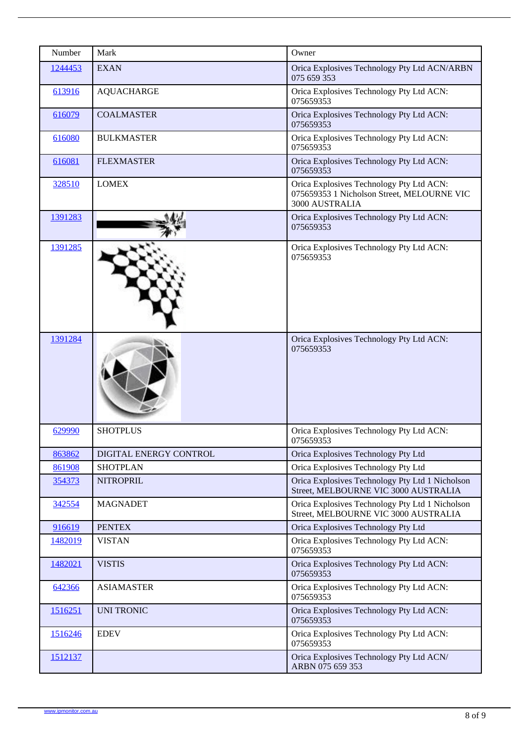| Number | Mark | Owner |
|---|---|---|
| 1244453 | EXAN | Orica Explosives Technology Pty Ltd ACN/ARBN 075 659 353 |
| 613916 | AQUACHARGE | Orica Explosives Technology Pty Ltd ACN: 075659353 |
| 616079 | COALMASTER | Orica Explosives Technology Pty Ltd ACN: 075659353 |
| 616080 | BULKMASTER | Orica Explosives Technology Pty Ltd ACN: 075659353 |
| 616081 | FLEXMASTER | Orica Explosives Technology Pty Ltd ACN: 075659353 |
| 328510 | LOMEX | Orica Explosives Technology Pty Ltd ACN: 075659353 1 Nicholson Street, MELOURNE VIC 3000 AUSTRALIA |
| 1391283 | | Orica Explosives Technology Pty Ltd ACN: 075659353 |
| 1391285 | | Orica Explosives Technology Pty Ltd ACN: 075659353 |
| 1391284 | | Orica Explosives Technology Pty Ltd ACN: 075659353 |
| 629990 | SHOTPLUS | Orica Explosives Technology Pty Ltd ACN: 075659353 |
| 863862 | DIGITAL ENERGY CONTROL | Orica Explosives Technology Pty Ltd |
| 861908 | SHOTPLAN | Orica Explosives Technology Pty Ltd |
| 354373 | NITROPRIL | Orica Explosives Technology Pty Ltd 1 Nicholson Street, MELBOURNE VIC 3000 AUSTRALIA |
| 342554 | MAGNADET | Orica Explosives Technology Pty Ltd 1 Nicholson Street, MELBOURNE VIC 3000 AUSTRALIA |
| 916619 | PENTEX | Orica Explosives Technology Pty Ltd |
| 1482019 | VISTAN | Orica Explosives Technology Pty Ltd ACN: 075659353 |
| 1482021 | VISTIS | Orica Explosives Technology Pty Ltd ACN: 075659353 |
| 642366 | ASIAMASTER | Orica Explosives Technology Pty Ltd ACN: 075659353 |
| 1516251 | UNI TRONIC | Orica Explosives Technology Pty Ltd ACN: 075659353 |
| 1516246 | EDEV | Orica Explosives Technology Pty Ltd ACN: 075659353 |
| 1512137 | | Orica Explosives Technology Pty Ltd ACN/ ARBN 075 659 353 |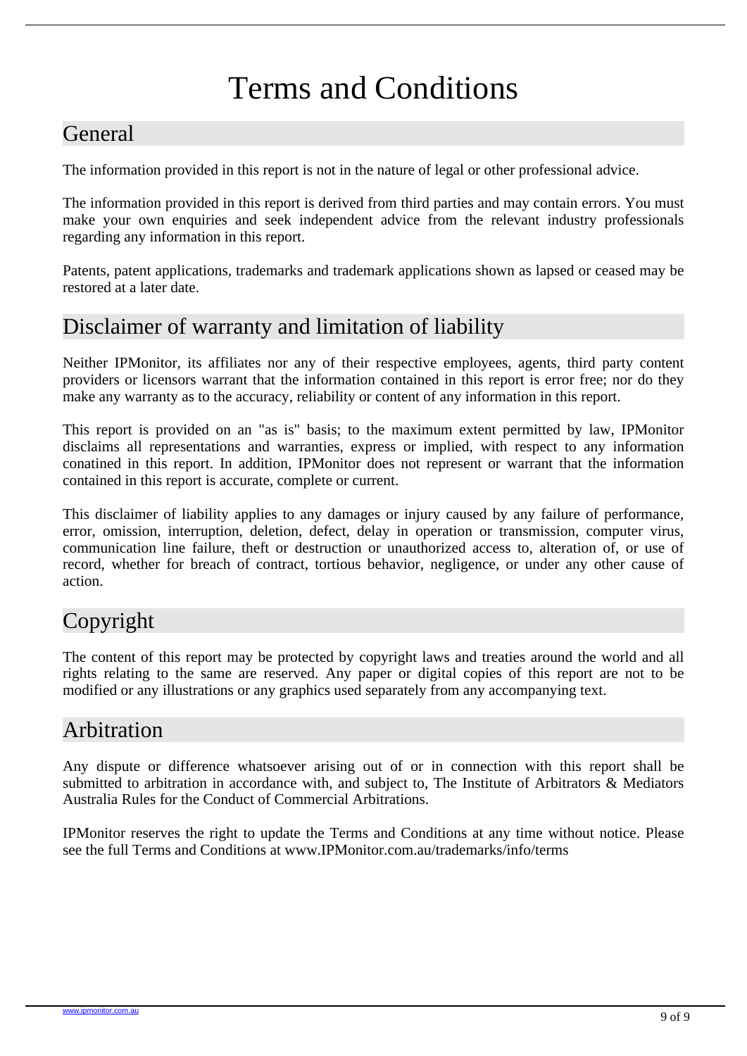# Terms and Conditions

## General

The information provided in this report is not in the nature of legal or other professional advice.

The information provided in this report is derived from third parties and may contain errors. You must make your own enquiries and seek independent advice from the relevant industry professionals regarding any information in this report.

Patents, patent applications, trademarks and trademark applications shown as lapsed or ceased may be restored at a later date.

## Disclaimer of warranty and limitation of liability

Neither IPMonitor, its affiliates nor any of their respective employees, agents, third party content providers or licensors warrant that the information contained in this report is error free; nor do they make any warranty as to the accuracy, reliability or content of any information in this report.

This report is provided on an "as is" basis; to the maximum extent permitted by law, IPMonitor disclaims all representations and warranties, express or implied, with respect to any information conatined in this report. In addition, IPMonitor does not represent or warrant that the information contained in this report is accurate, complete or current.

This disclaimer of liability applies to any damages or injury caused by any failure of performance, error, omission, interruption, deletion, defect, delay in operation or transmission, computer virus, communication line failure, theft or destruction or unauthorized access to, alteration of, or use of record, whether for breach of contract, tortious behavior, negligence, or under any other cause of action.

## Copyright

The content of this report may be protected by copyright laws and treaties around the world and all rights relating to the same are reserved. Any paper or digital copies of this report are not to be modified or any illustrations or any graphics used separately from any accompanying text.

## Arbitration

Any dispute or difference whatsoever arising out of or in connection with this report shall be submitted to arbitration in accordance with, and subject to, The Institute of Arbitrators & Mediators Australia Rules for the Conduct of Commercial Arbitrations.

IPMonitor reserves the right to update the Terms and Conditions at any time without notice. Please see the full Terms and Conditions at www.IPMonitor.com.au/trademarks/info/terms